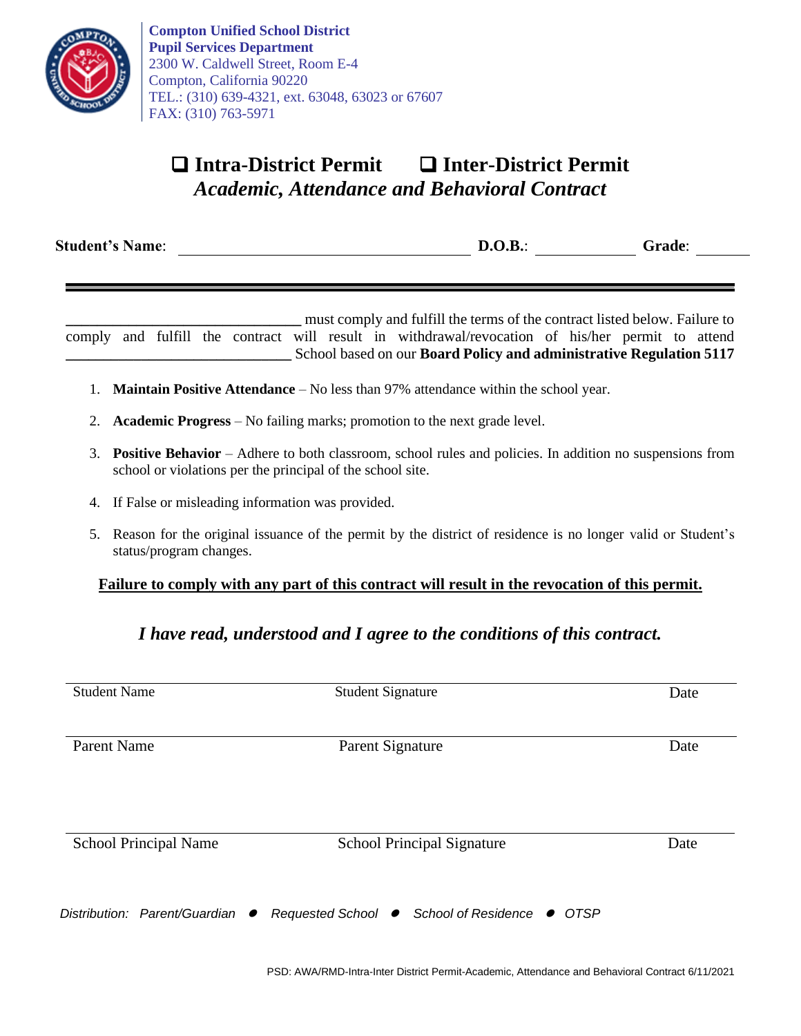**Compton Unified School District**
**Pupil Services Department**
2300 W. Caldwell Street, Room E-4
Compton, California 90220
TEL.: (310) 639-4321, ext. 63048, 63023 or 67607
FAX: (310) 763-5971

# ❑ Intra-District Permit ❑ Inter-District Permit

## *Academic, Attendance and Behavioral Contract*

**Student's Name**: ______________________________ **D.O.B.**: ____________ **Grade**: _______

---

______________________________ must comply and fulfill the terms of the contract listed below. Failure to comply and fulfill the contract will result in withdrawal/revocation of his/her permit to attend ______________________________ School based on our **Board Policy and administrative Regulation 5117**

1. **Maintain Positive Attendance** – No less than 97% attendance within the school year.
2. **Academic Progress** – No failing marks; promotion to the next grade level.
3. **Positive Behavior** – Adhere to both classroom, school rules and policies. In addition no suspensions from school or violations per the principal of the school site.
4. If False or misleading information was provided.
5. Reason for the original issuance of the permit by the district of residence is no longer valid or Student's status/program changes.

**Failure to comply with any part of this contract will result in the revocation of this permit.**

***I have read, understood and I agree to the conditions of this contract.***

______________________________________________________________________

Student Name &nbsp;&nbsp;&nbsp;&nbsp; Student Signature &nbsp;&nbsp;&nbsp;&nbsp; Date

______________________________________________________________________

Parent Name &nbsp;&nbsp;&nbsp;&nbsp; Parent Signature &nbsp;&nbsp;&nbsp;&nbsp; Date

______________________________________________________________________

School Principal Name &nbsp;&nbsp;&nbsp;&nbsp; School Principal Signature &nbsp;&nbsp;&nbsp;&nbsp; Date

*Distribution: Parent/Guardian • Requested School • School of Residence • OTSP*

PSD: AWA/RMD-Intra-Inter District Permit-Academic, Attendance and Behavioral Contract 6/11/2021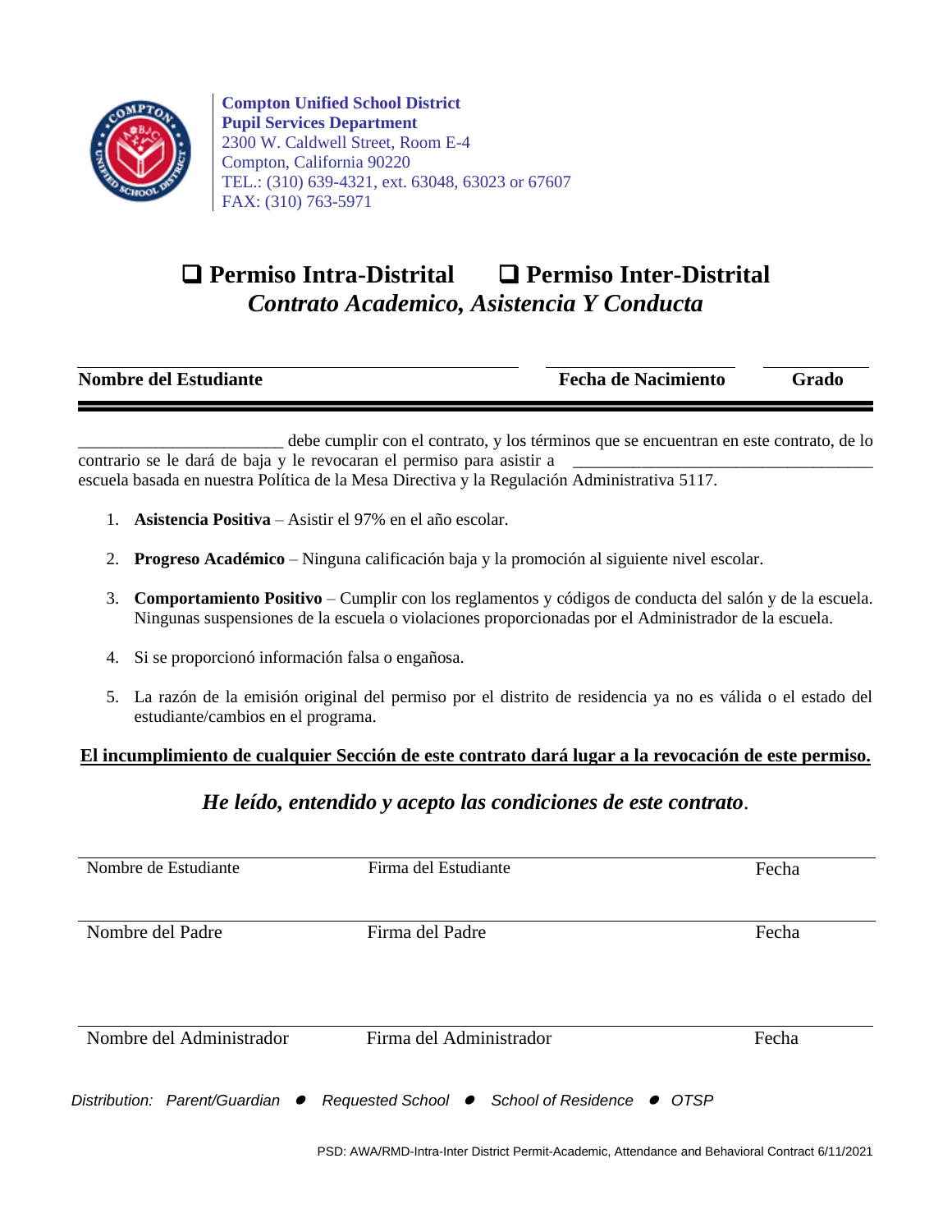**Compton Unified School District**
**Pupil Services Department**
2300 W. Caldwell Street, Room E-4
Compton, California 90220
TEL.: (310) 639-4321, ext. 63048, 63023 or 67607
FAX: (310) 763-5971

# ❑ Permiso Intra-Distrital ❑ Permiso Inter-Distrital

## *Contrato Academico, Asistencia Y Conducta*

| Nombre del Estudiante | Fecha de Nacimiento | Grado |
|---|---|---|
| | | |

________________________ debe cumplir con el contrato, y los términos que se encuentran en este contrato, de lo contrario se le dará de baja y le revocaran el permiso para asistir a ___________________________________ escuela basada en nuestra Política de la Mesa Directiva y la Regulación Administrativa 5117.

1. **Asistencia Positiva** – Asistir el 97% en el año escolar.
2. **Progreso Académico** – Ninguna calificación baja y la promoción al siguiente nivel escolar.
3. **Comportamiento Positivo** – Cumplir con los reglamentos y códigos de conducta del salón y de la escuela. Ningunas suspensiones de la escuela o violaciones proporcionadas por el Administrador de la escuela.
4. Si se proporcionó información falsa o engañosa.
5. La razón de la emisión original del permiso por el distrito de residencia ya no es válida o el estado del estudiante/cambios en el programa.

**<u>El incumplimiento de cualquier Sección de este contrato dará lugar a la revocación de este permiso.</u>**

### *He leído, entendido y acepto las condiciones de este contrato*.

| Nombre de Estudiante | Firma del Estudiante | Fecha |
|---|---|---|
| Nombre del Padre | Firma del Padre | Fecha |
| Nombre del Administrador | Firma del Administrador | Fecha |

*Distribution: Parent/Guardian ● Requested School ● School of Residence ● OTSP*

PSD: AWA/RMD-Intra-Inter District Permit-Academic, Attendance and Behavioral Contract 6/11/2021